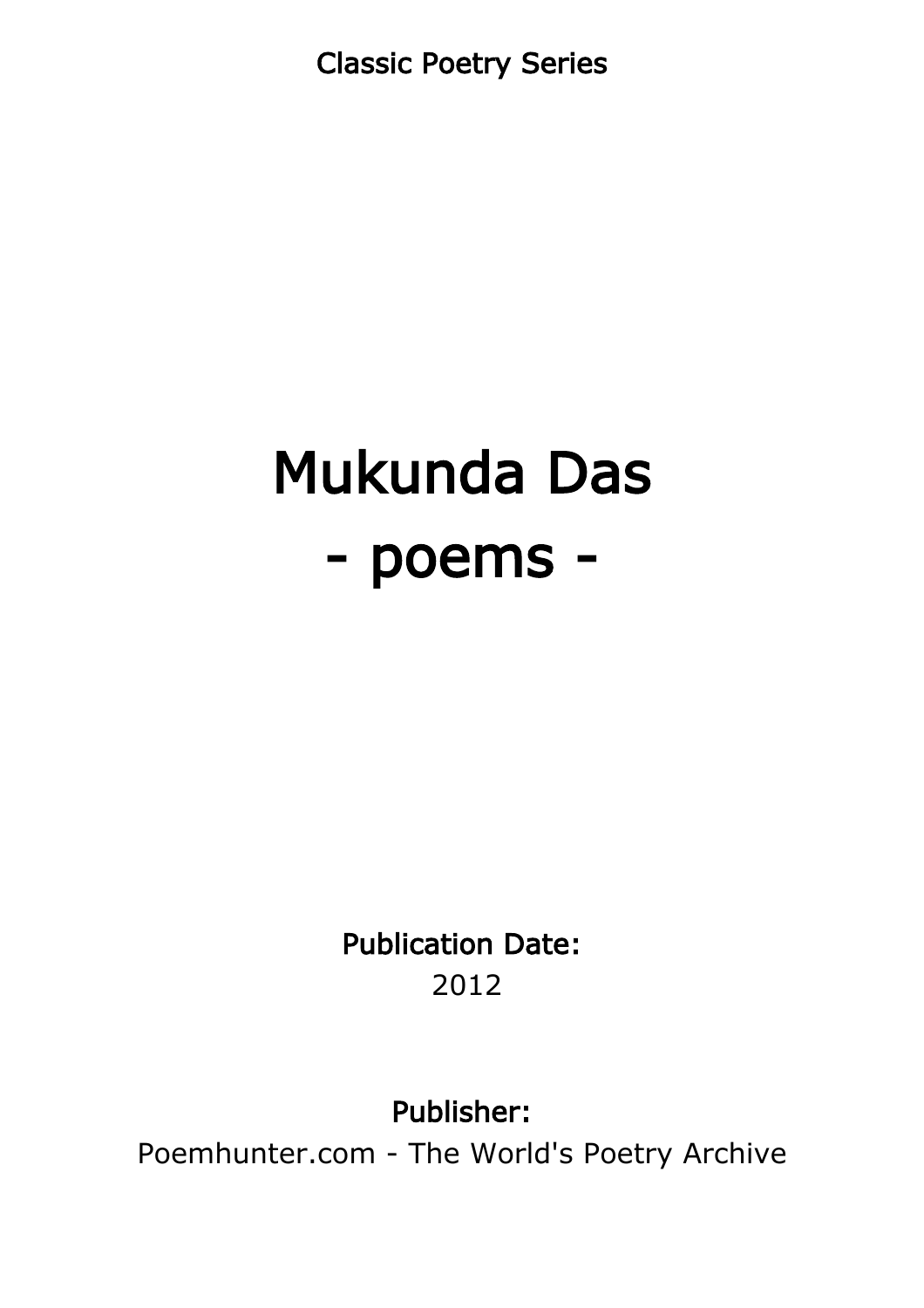Classic Poetry Series

# Mukunda Das
# - poems -

**Publication Date:**
2012

**Publisher:**
Poemhunter.com - The World's Poetry Archive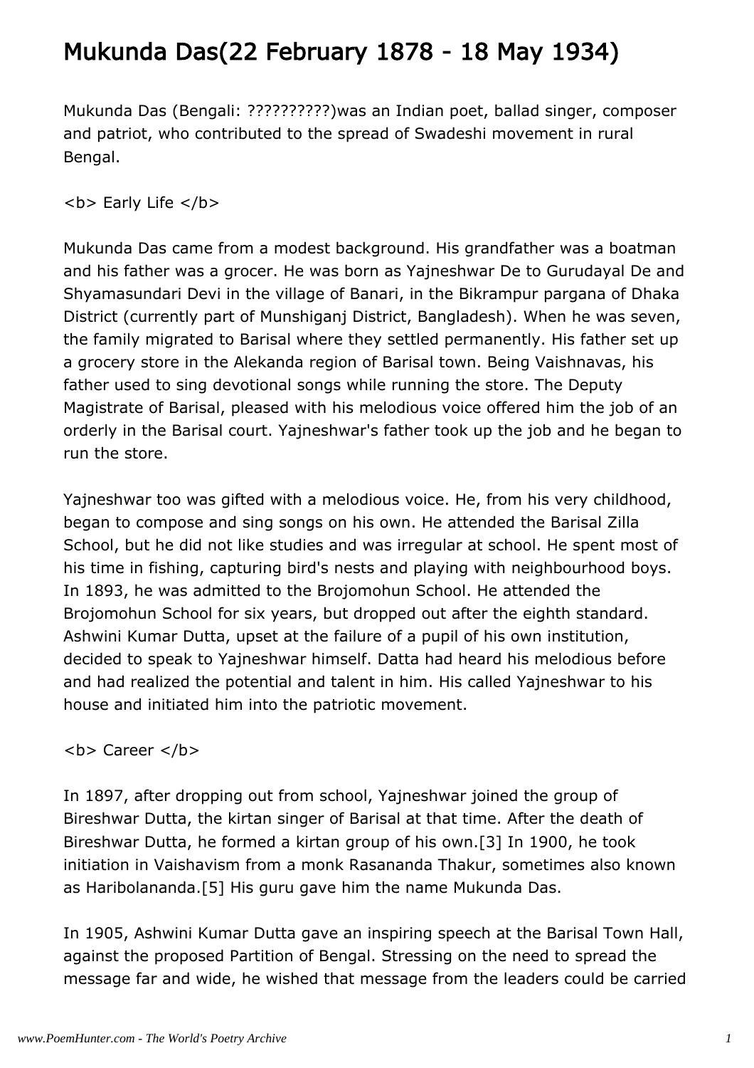# Mukunda Das(22 February 1878 - 18 May 1934)

Mukunda Das (Bengali: ??????????)was an Indian poet, ballad singer, composer and patriot, who contributed to the spread of Swadeshi movement in rural Bengal.

<b> Early Life </b>

Mukunda Das came from a modest background. His grandfather was a boatman and his father was a grocer. He was born as Yajneshwar De to Gurudayal De and Shyamasundari Devi in the village of Banari, in the Bikrampur pargana of Dhaka District (currently part of Munshiganj District, Bangladesh). When he was seven, the family migrated to Barisal where they settled permanently. His father set up a grocery store in the Alekanda region of Barisal town. Being Vaishnavas, his father used to sing devotional songs while running the store. The Deputy Magistrate of Barisal, pleased with his melodious voice offered him the job of an orderly in the Barisal court. Yajneshwar's father took up the job and he began to run the store.

Yajneshwar too was gifted with a melodious voice. He, from his very childhood, began to compose and sing songs on his own. He attended the Barisal Zilla School, but he did not like studies and was irregular at school. He spent most of his time in fishing, capturing bird's nests and playing with neighbourhood boys. In 1893, he was admitted to the Brojomohun School. He attended the Brojomohun School for six years, but dropped out after the eighth standard. Ashwini Kumar Dutta, upset at the failure of a pupil of his own institution, decided to speak to Yajneshwar himself. Datta had heard his melodious before and had realized the potential and talent in him. His called Yajneshwar to his house and initiated him into the patriotic movement.

<b> Career </b>

In 1897, after dropping out from school, Yajneshwar joined the group of Bireshwar Dutta, the kirtan singer of Barisal at that time. After the death of Bireshwar Dutta, he formed a kirtan group of his own.[3] In 1900, he took initiation in Vaishavism from a monk Rasananda Thakur, sometimes also known as Haribolananda.[5] His guru gave him the name Mukunda Das.

In 1905, Ashwini Kumar Dutta gave an inspiring speech at the Barisal Town Hall, against the proposed Partition of Bengal. Stressing on the need to spread the message far and wide, he wished that message from the leaders could be carried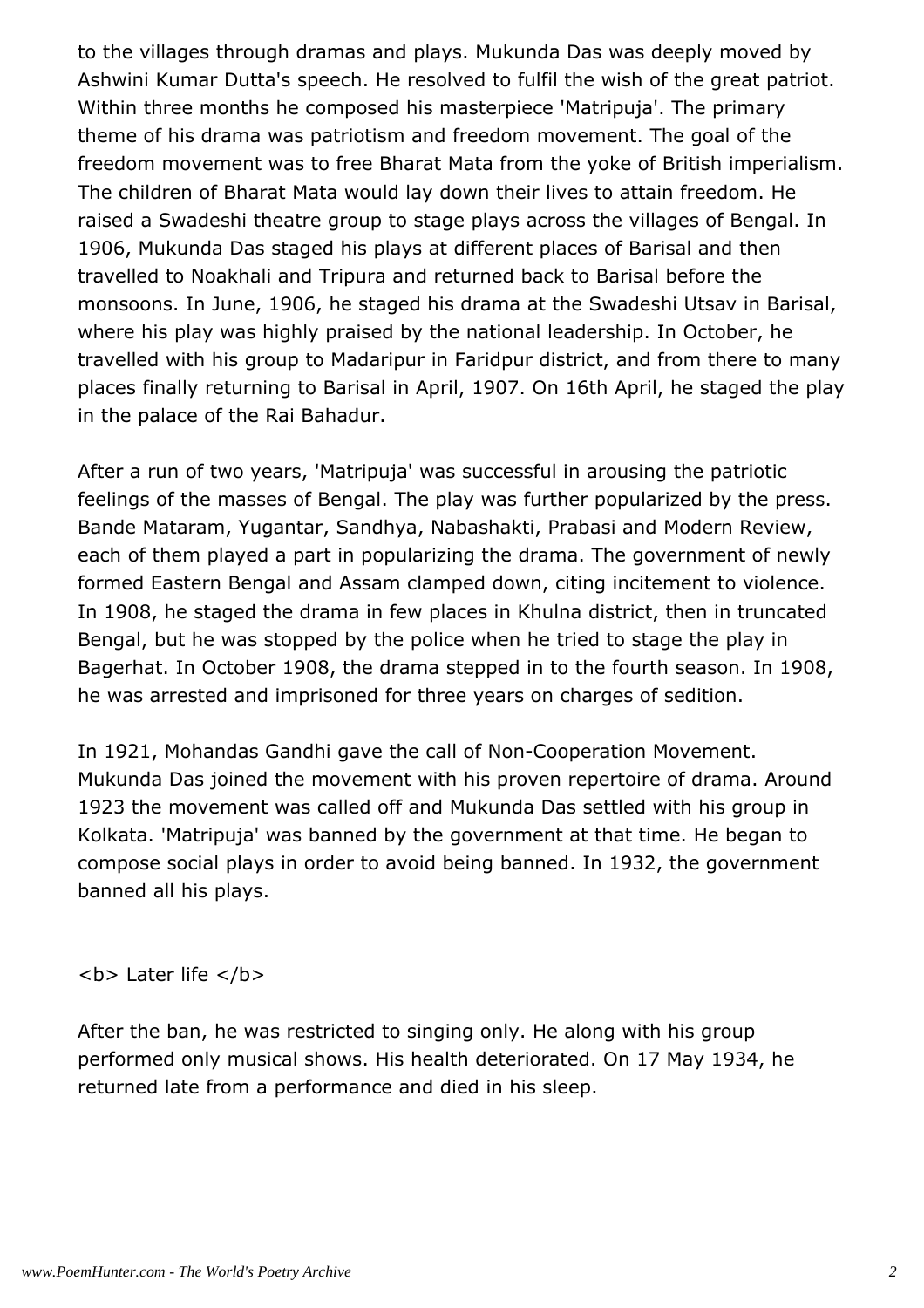to the villages through dramas and plays. Mukunda Das was deeply moved by Ashwini Kumar Dutta's speech. He resolved to fulfil the wish of the great patriot. Within three months he composed his masterpiece 'Matripuja'. The primary theme of his drama was patriotism and freedom movement. The goal of the freedom movement was to free Bharat Mata from the yoke of British imperialism. The children of Bharat Mata would lay down their lives to attain freedom. He raised a Swadeshi theatre group to stage plays across the villages of Bengal. In 1906, Mukunda Das staged his plays at different places of Barisal and then travelled to Noakhali and Tripura and returned back to Barisal before the monsoons. In June, 1906, he staged his drama at the Swadeshi Utsav in Barisal, where his play was highly praised by the national leadership. In October, he travelled with his group to Madaripur in Faridpur district, and from there to many places finally returning to Barisal in April, 1907. On 16th April, he staged the play in the palace of the Rai Bahadur.

After a run of two years, 'Matripuja' was successful in arousing the patriotic feelings of the masses of Bengal. The play was further popularized by the press. Bande Mataram, Yugantar, Sandhya, Nabashakti, Prabasi and Modern Review, each of them played a part in popularizing the drama. The government of newly formed Eastern Bengal and Assam clamped down, citing incitement to violence. In 1908, he staged the drama in few places in Khulna district, then in truncated Bengal, but he was stopped by the police when he tried to stage the play in Bagerhat. In October 1908, the drama stepped in to the fourth season. In 1908, he was arrested and imprisoned for three years on charges of sedition.

In 1921, Mohandas Gandhi gave the call of Non-Cooperation Movement. Mukunda Das joined the movement with his proven repertoire of drama. Around 1923 the movement was called off and Mukunda Das settled with his group in Kolkata. 'Matripuja' was banned by the government at that time. He began to compose social plays in order to avoid being banned. In 1932, the government banned all his plays.

**Later life**

After the ban, he was restricted to singing only. He along with his group performed only musical shows. His health deteriorated. On 17 May 1934, he returned late from a performance and died in his sleep.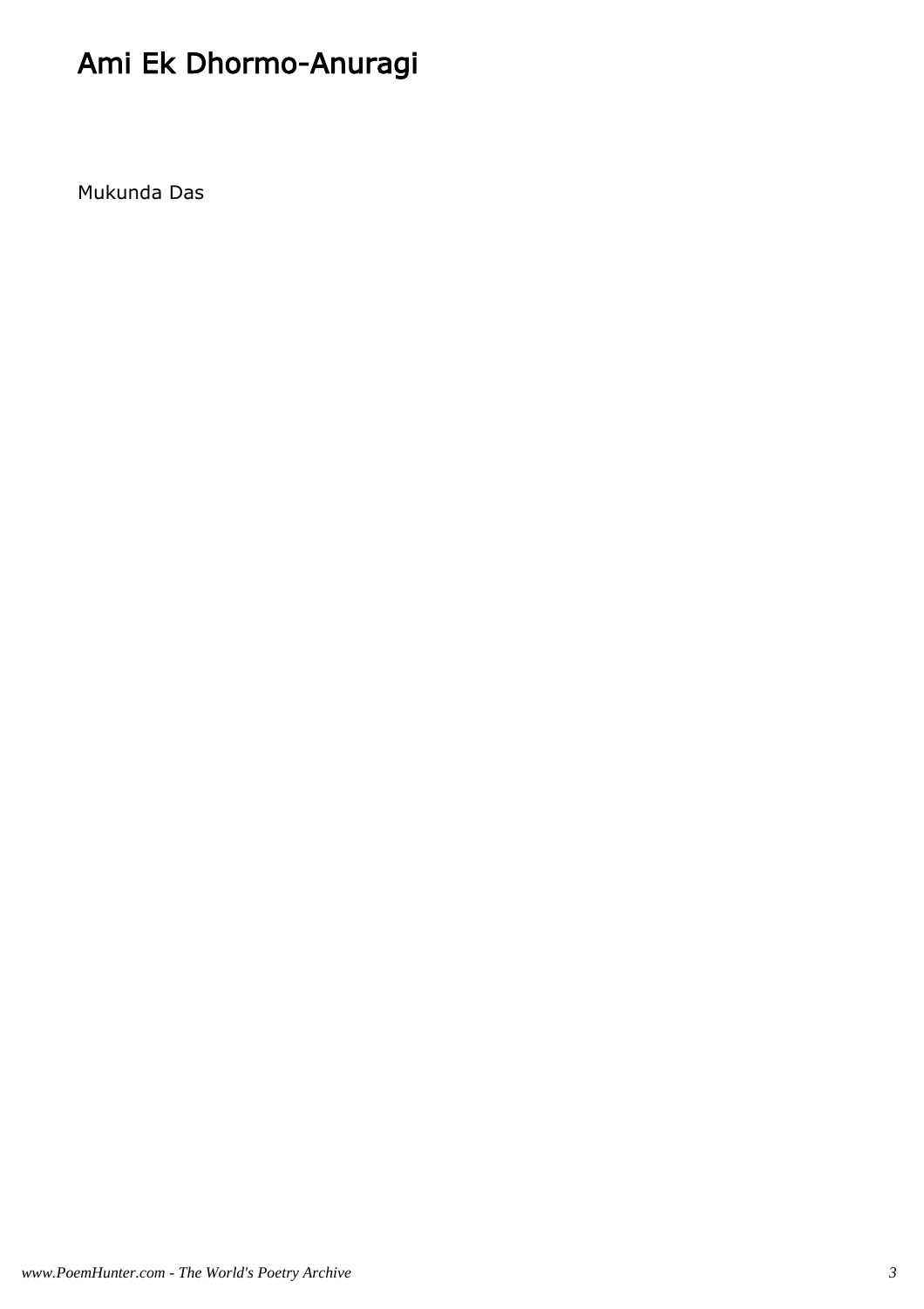# Ami Ek Dhormo-Anuragi

Mukunda Das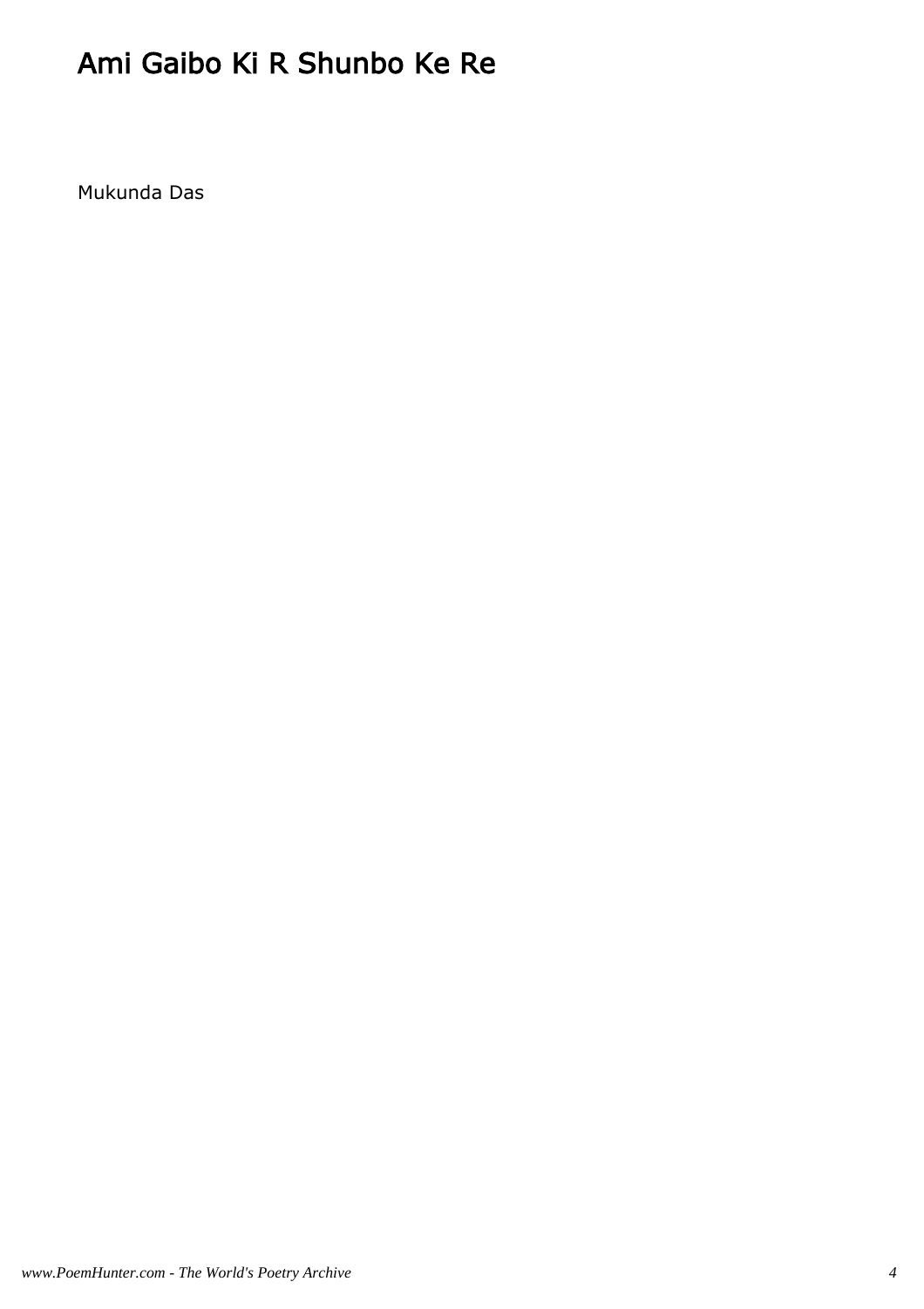# Ami Gaibo Ki R Shunbo Ke Re

Mukunda Das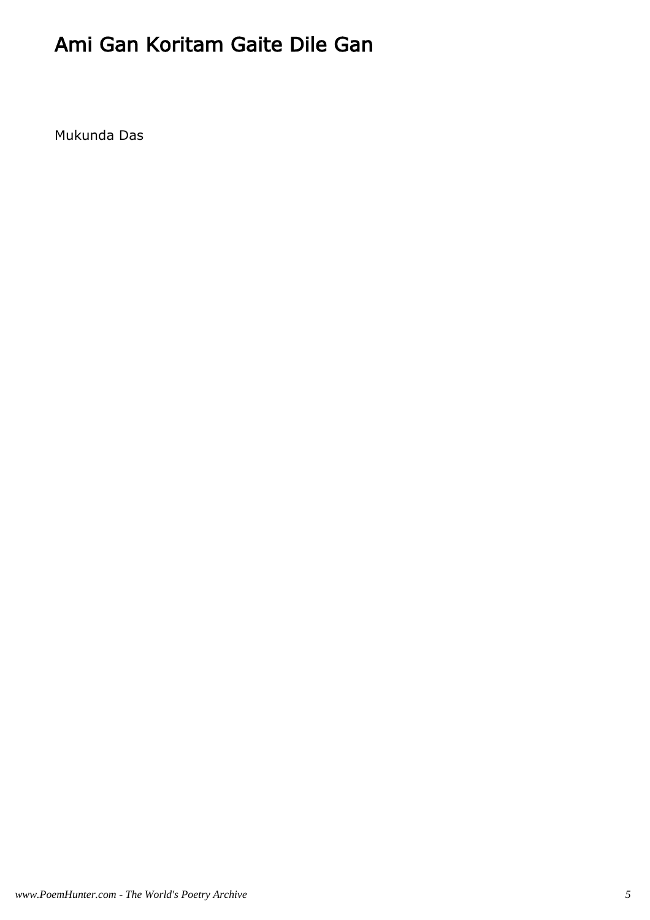# Ami Gan Koritam Gaite Dile Gan

Mukunda Das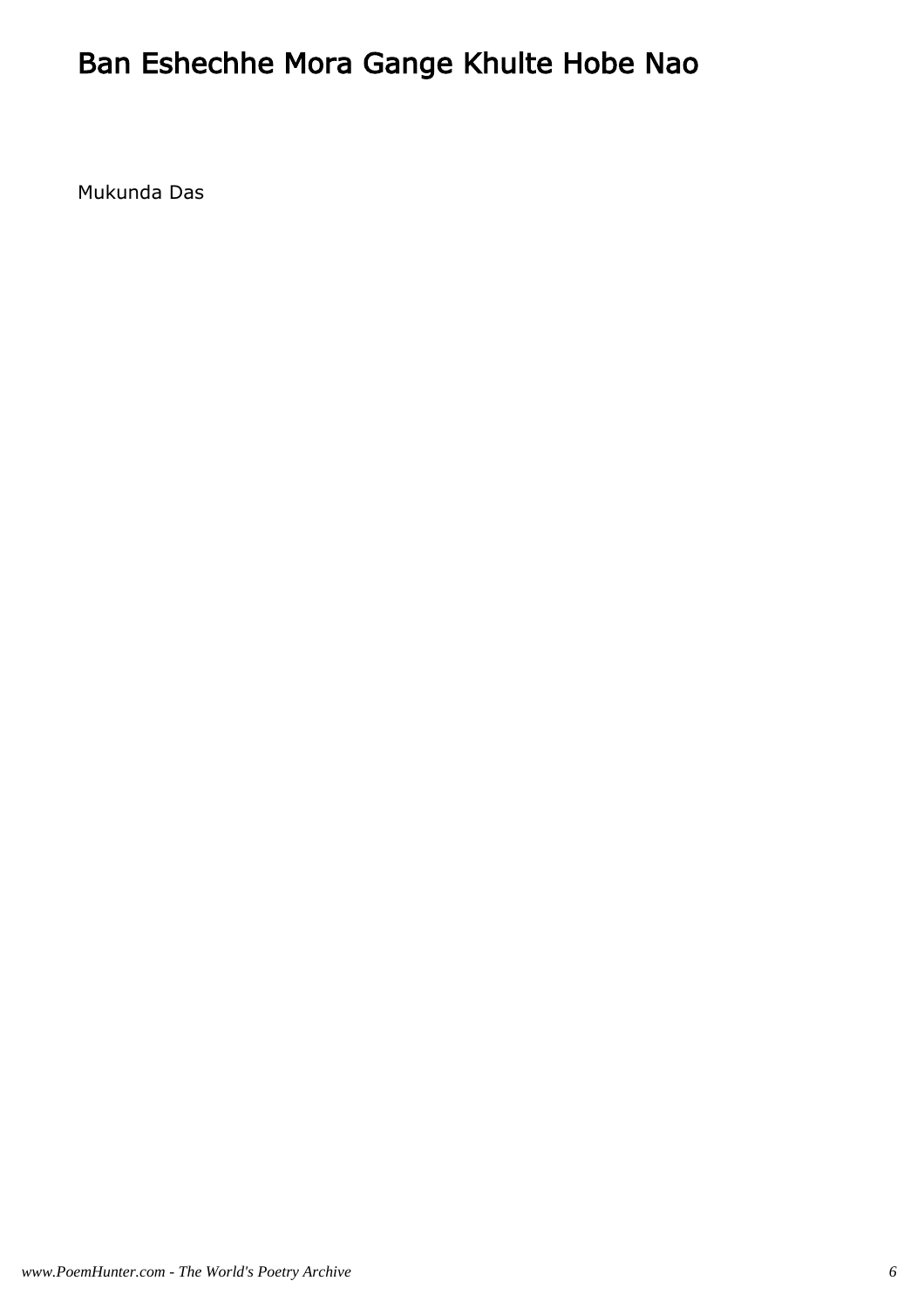# Ban Eshechhe Mora Gange Khulte Hobe Nao

Mukunda Das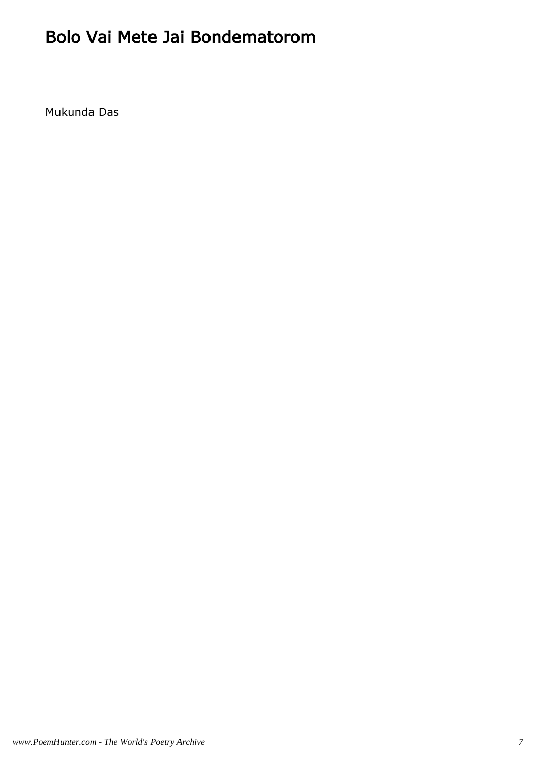# Bolo Vai Mete Jai Bondematorom

Mukunda Das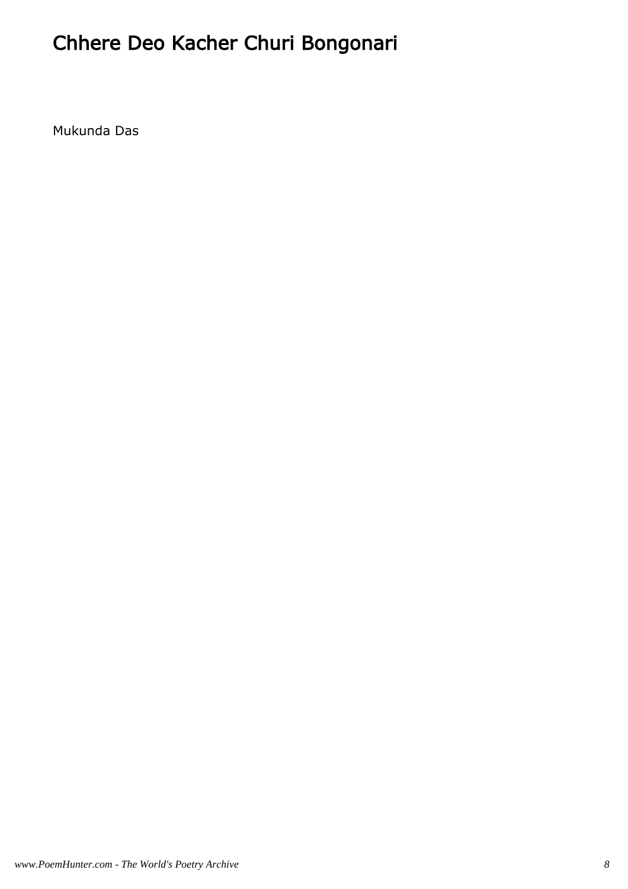# Chhere Deo Kacher Churi Bongonari

Mukunda Das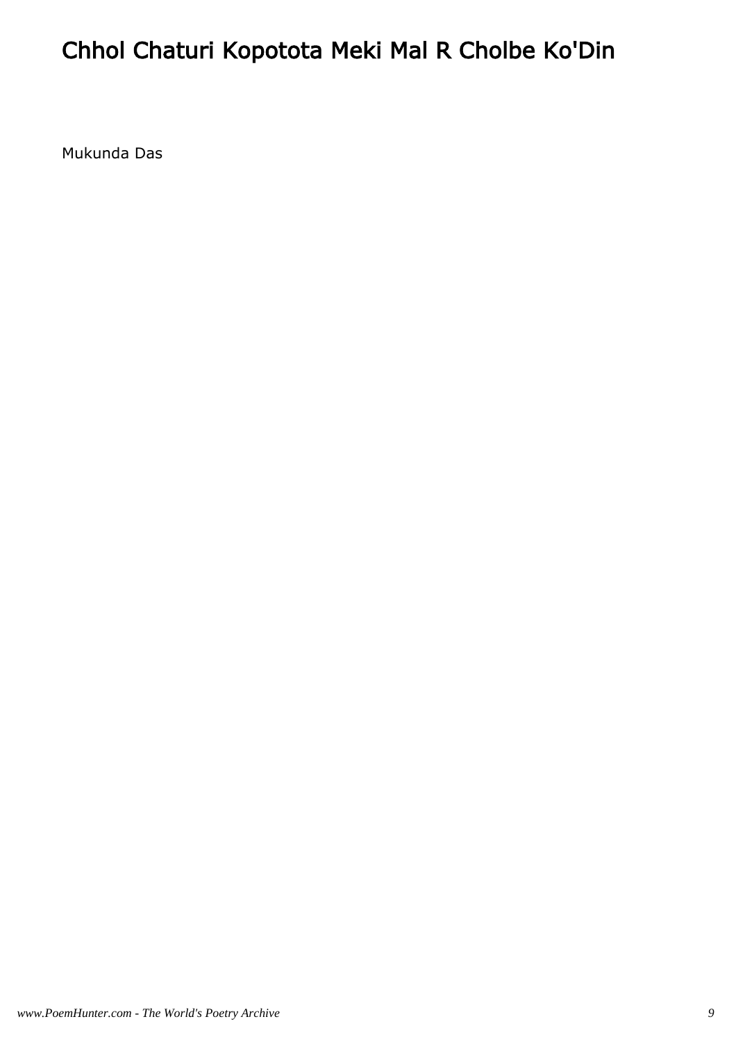# Chhol Chaturi Kopotota Meki Mal R Cholbe Ko'Din

Mukunda Das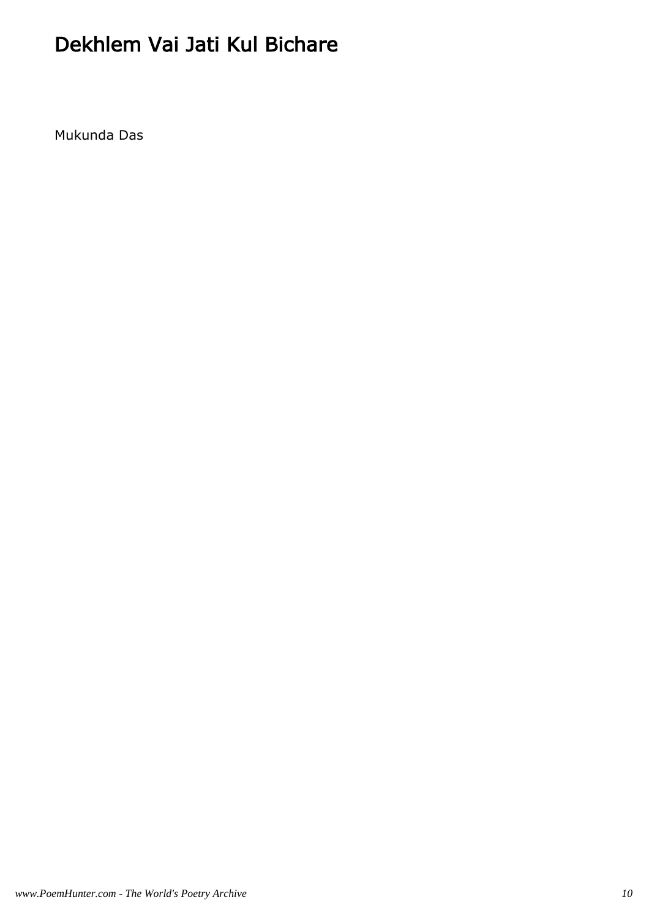# Dekhlem Vai Jati Kul Bichare

Mukunda Das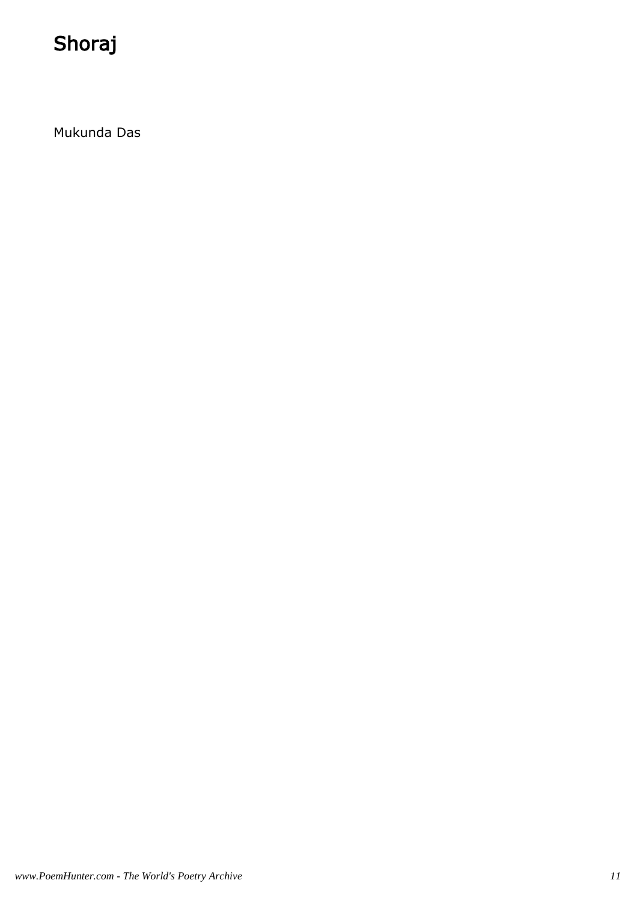# Shoraj

Mukunda Das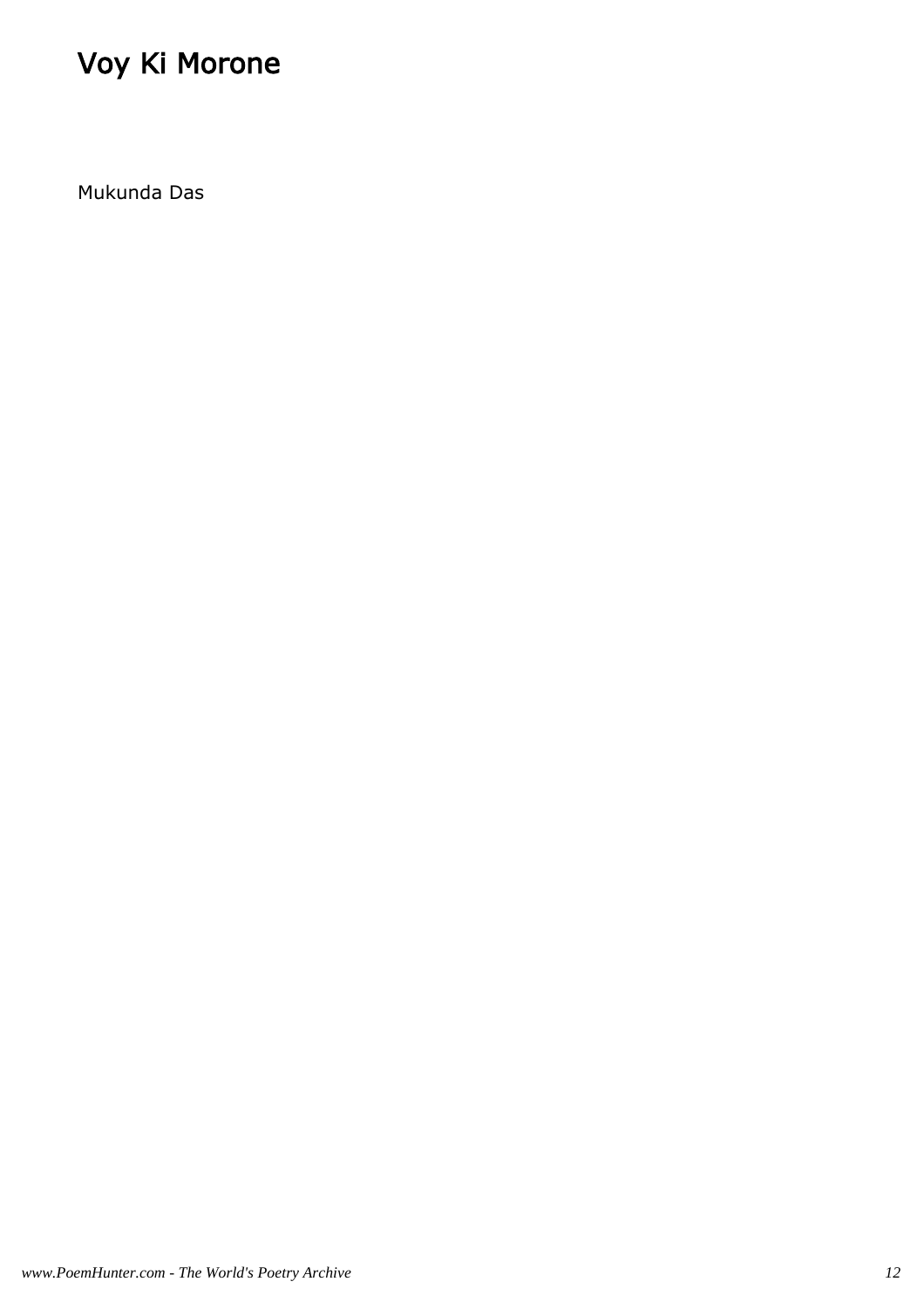# Voy Ki Morone

Mukunda Das